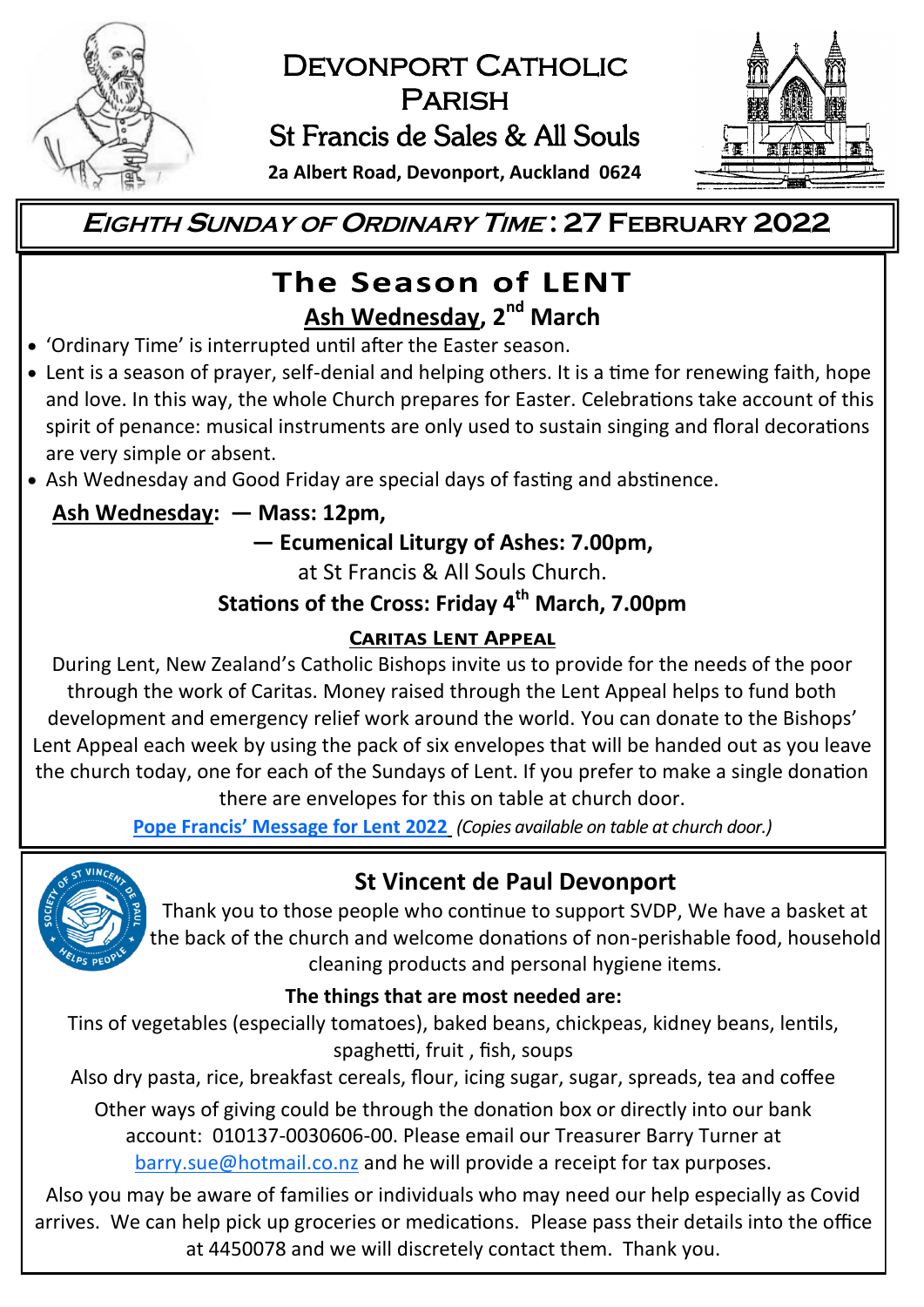# Devonport Catholic Parish

## St Francis de Sales & All Souls

**2a Albert Road, Devonport, Auckland 0624**

## *Eighth Sunday of Ordinary Time* : 27 February 2022

# The Season of LENT

## Ash Wednesday, 2nd March

- 'Ordinary Time' is interrupted until after the Easter season.
- Lent is a season of prayer, self-denial and helping others. It is a time for renewing faith, hope and love. In this way, the whole Church prepares for Easter. Celebrations take account of this spirit of penance: musical instruments are only used to sustain singing and floral decorations are very simple or absent.
- Ash Wednesday and Good Friday are special days of fasting and abstinence.

**Ash Wednesday: — Mass: 12pm,**

**— Ecumenical Liturgy of Ashes: 7.00pm,**

at St Francis & All Souls Church.

**Stations of the Cross: Friday 4th March, 7.00pm**

### Caritas Lent Appeal

During Lent, New Zealand's Catholic Bishops invite us to provide for the needs of the poor through the work of Caritas. Money raised through the Lent Appeal helps to fund both development and emergency relief work around the world. You can donate to the Bishops' Lent Appeal each week by using the pack of six envelopes that will be handed out as you leave the church today, one for each of the Sundays of Lent. If you prefer to make a single donation there are envelopes for this on table at church door.

**Pope Francis' Message for Lent 2022** *(Copies available on table at church door.)*

## St Vincent de Paul Devonport

Thank you to those people who continue to support SVDP, We have a basket at the back of the church and welcome donations of non-perishable food, household cleaning products and personal hygiene items.

**The things that are most needed are:**

Tins of vegetables (especially tomatoes), baked beans, chickpeas, kidney beans, lentils, spaghetti, fruit , fish, soups

Also dry pasta, rice, breakfast cereals, flour, icing sugar, sugar, spreads, tea and coffee

Other ways of giving could be through the donation box or directly into our bank account: 010137-0030606-00. Please email our Treasurer Barry Turner at barry.sue@hotmail.co.nz and he will provide a receipt for tax purposes.

Also you may be aware of families or individuals who may need our help especially as Covid arrives. We can help pick up groceries or medications. Please pass their details into the office at 4450078 and we will discretely contact them. Thank you.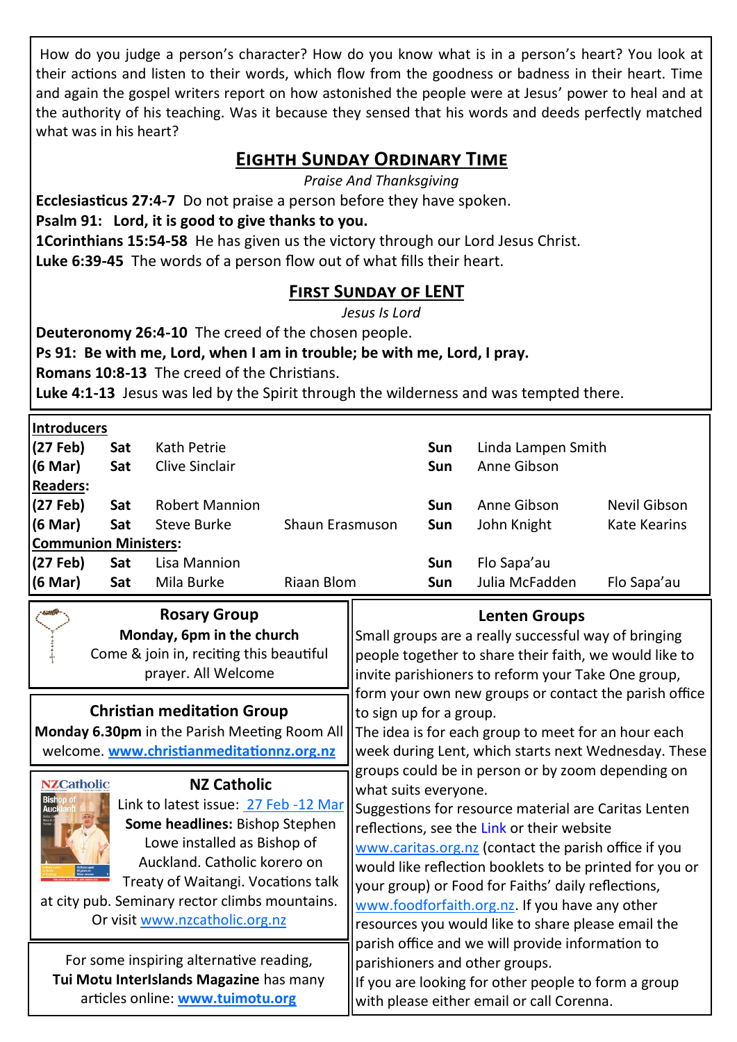How do you judge a person's character? How do you know what is in a person's heart? You look at their actions and listen to their words, which flow from the goodness or badness in their heart. Time and again the gospel writers report on how astonished the people were at Jesus' power to heal and at the authority of his teaching. Was it because they sensed that his words and deeds perfectly matched what was in his heart?

## Eighth Sunday Ordinary Time

*Praise And Thanksgiving*

**Ecclesiasticus 27:4-7** Do not praise a person before they have spoken.

**Psalm 91: Lord, it is good to give thanks to you.**

**1Corinthians 15:54-58** He has given us the victory through our Lord Jesus Christ.

**Luke 6:39-45** The words of a person flow out of what fills their heart.

## First Sunday of LENT

*Jesus Is Lord*

**Deuteronomy 26:4-10** The creed of the chosen people.

**Ps 91: Be with me, Lord, when I am in trouble; be with me, Lord, I pray.**

**Romans 10:8-13** The creed of the Christians.

**Luke 4:1-13** Jesus was led by the Spirit through the wilderness and was tempted there.

| **Introducers** | | | | | | |
|---|---|---|---|---|---|---|
| **(27 Feb)** | **Sat** | Kath Petrie | | **Sun** | Linda Lampen Smith | |
| **(6 Mar)** | **Sat** | Clive Sinclair | | **Sun** | Anne Gibson | |
| **Readers:** | | | | | | |
| **(27 Feb)** | **Sat** | Robert Mannion | | **Sun** | Anne Gibson | Nevil Gibson |
| **(6 Mar)** | **Sat** | Steve Burke | Shaun Erasmuson | **Sun** | John Knight | Kate Kearins |
| **Communion Ministers:** | | | | | | |
| **(27 Feb)** | **Sat** | Lisa Mannion | | **Sun** | Flo Sapa'au | |
| **(6 Mar)** | **Sat** | Mila Burke | Riaan Blom | **Sun** | Julia McFadden | Flo Sapa'au |

### Rosary Group

**Monday, 6pm in the church**

Come & join in, reciting this beautiful prayer. All Welcome

### Christian meditation Group

**Monday 6.30pm** in the Parish Meeting Room All welcome. **www.christianmeditationnz.org.nz**

### NZ Catholic

Link to latest issue: 27 Feb -12 Mar

**Some headlines:** Bishop Stephen Lowe installed as Bishop of Auckland. Catholic korero on Treaty of Waitangi. Vocations talk at city pub. Seminary rector climbs mountains. Or visit www.nzcatholic.org.nz

For some inspiring alternative reading, **Tui Motu InterIslands Magazine** has many articles online: **www.tuimotu.org**

### Lenten Groups

Small groups are a really successful way of bringing people together to share their faith, we would like to invite parishioners to reform your Take One group, form your own new groups or contact the parish office to sign up for a group.

The idea is for each group to meet for an hour each week during Lent, which starts next Wednesday. These groups could be in person or by zoom depending on what suits everyone.

Suggestions for resource material are Caritas Lenten reflections, see the Link or their website www.caritas.org.nz (contact the parish office if you would like reflection booklets to be printed for you or your group) or Food for Faiths' daily reflections, www.foodforfaith.org.nz. If you have any other resources you would like to share please email the parish office and we will provide information to parishioners and other groups.

If you are looking for other people to form a group with please either email or call Corenna.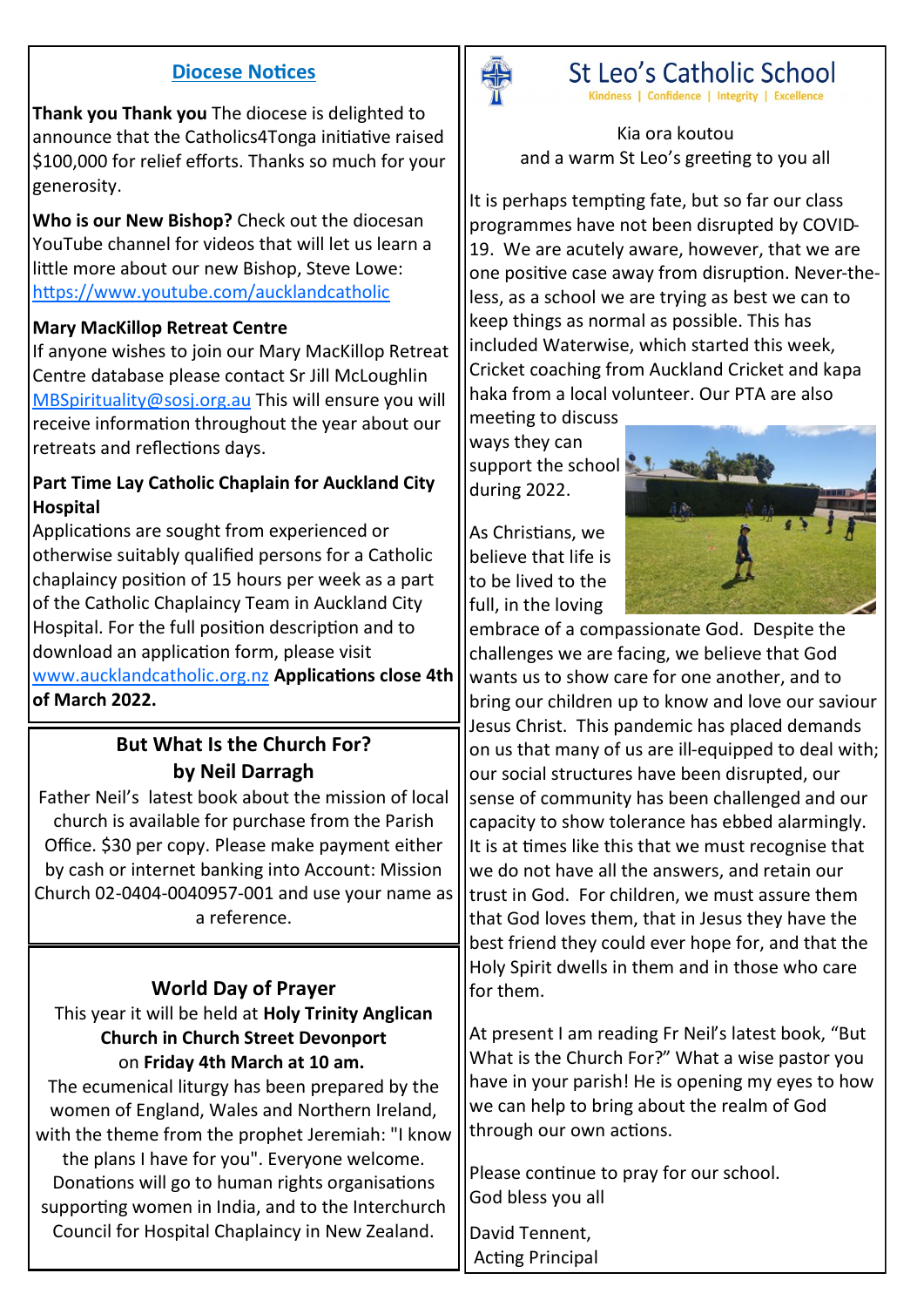## Diocese Notices

**Thank you Thank you** The diocese is delighted to announce that the Catholics4Tonga initiative raised $100,000 for relief efforts. Thanks so much for your generosity.

**Who is our New Bishop?** Check out the diocesan YouTube channel for videos that will let us learn a little more about our new Bishop, Steve Lowe: https://www.youtube.com/aucklandcatholic

**Mary MacKillop Retreat Centre**
If anyone wishes to join our Mary MacKillop Retreat Centre database please contact Sr Jill McLoughlin MBSpirituality@sosj.org.au This will ensure you will receive information throughout the year about our retreats and reflections days.

**Part Time Lay Catholic Chaplain for Auckland City Hospital**
Applications are sought from experienced or otherwise suitably qualified persons for a Catholic chaplaincy position of 15 hours per week as a part of the Catholic Chaplaincy Team in Auckland City Hospital. For the full position description and to download an application form, please visit www.aucklandcatholic.org.nz **Applications close 4th of March 2022.**

## But What Is the Church For? by Neil Darragh

Father Neil's latest book about the mission of local church is available for purchase from the Parish Office. $30 per copy. Please make payment either by cash or internet banking into Account: Mission Church 02-0404-0040957-001 and use your name as a reference.

## World Day of Prayer

This year it will be held at **Holy Trinity Anglican Church in Church Street Devonport** on **Friday 4th March at 10 am.**
The ecumenical liturgy has been prepared by the women of England, Wales and Northern Ireland, with the theme from the prophet Jeremiah: "I know the plans I have for you". Everyone welcome. Donations will go to human rights organisations supporting women in India, and to the Interchurch Council for Hospital Chaplaincy in New Zealand.

## St Leo's Catholic School

Kindness | Confidence | Integrity | Excellence

Kia ora koutou
and a warm St Leo's greeting to you all

It is perhaps tempting fate, but so far our class programmes have not been disrupted by COVID-19. We are acutely aware, however, that we are one positive case away from disruption. Never-the-less, as a school we are trying as best we can to keep things as normal as possible. This has included Waterwise, which started this week, Cricket coaching from Auckland Cricket and kapa haka from a local volunteer. Our PTA are also meeting to discuss ways they can support the school during 2022.

As Christians, we believe that life is to be lived to the full, in the loving embrace of a compassionate God. Despite the challenges we are facing, we believe that God wants us to show care for one another, and to bring our children up to know and love our saviour Jesus Christ. This pandemic has placed demands on us that many of us are ill-equipped to deal with; our social structures have been disrupted, our sense of community has been challenged and our capacity to show tolerance has ebbed alarmingly. It is at times like this that we must recognise that we do not have all the answers, and retain our trust in God. For children, we must assure them that God loves them, that in Jesus they have the best friend they could ever hope for, and that the Holy Spirit dwells in them and in those who care for them.

At present I am reading Fr Neil's latest book, "But What is the Church For?" What a wise pastor you have in your parish! He is opening my eyes to how we can help to bring about the realm of God through our own actions.

Please continue to pray for our school.
God bless you all

David Tennent,
Acting Principal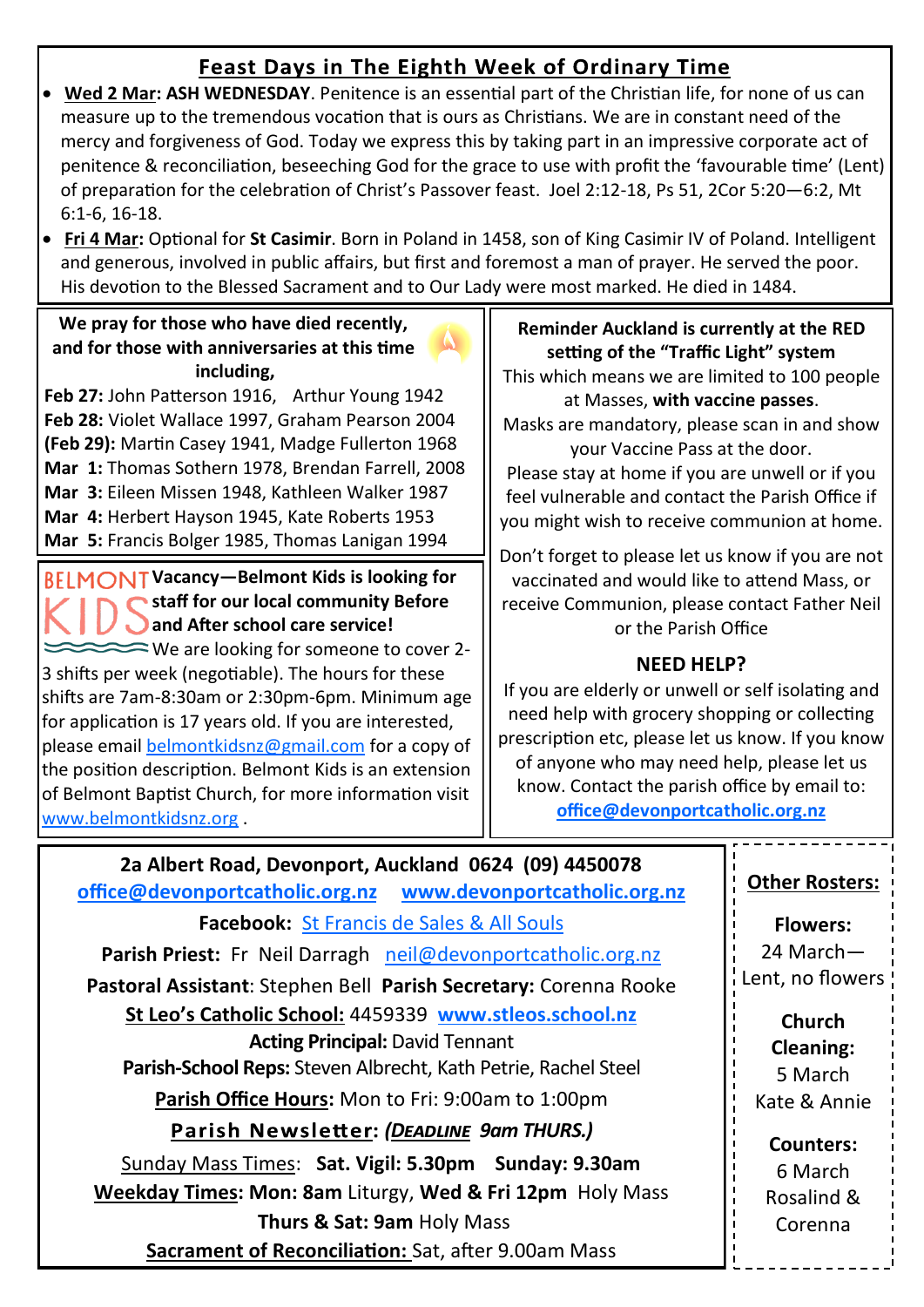## Feast Days in The Eighth Week of Ordinary Time

- **Wed 2 Mar: ASH WEDNESDAY**. Penitence is an essential part of the Christian life, for none of us can measure up to the tremendous vocation that is ours as Christians. We are in constant need of the mercy and forgiveness of God. Today we express this by taking part in an impressive corporate act of penitence & reconciliation, beseeching God for the grace to use with profit the 'favourable time' (Lent) of preparation for the celebration of Christ's Passover feast. Joel 2:12-18, Ps 51, 2Cor 5:20—6:2, Mt 6:1-6, 16-18.
- **Fri 4 Mar:** Optional for **St Casimir**. Born in Poland in 1458, son of King Casimir IV of Poland. Intelligent and generous, involved in public affairs, but first and foremost a man of prayer. He served the poor. His devotion to the Blessed Sacrament and to Our Lady were most marked. He died in 1484.

**We pray for those who have died recently, and for those with anniversaries at this time including,**

**Feb 27:** John Patterson 1916, Arthur Young 1942
**Feb 28:** Violet Wallace 1997, Graham Pearson 2004
**(Feb 29):** Martin Casey 1941, Madge Fullerton 1968
**Mar 1:** Thomas Sothern 1978, Brendan Farrell, 2008
**Mar 3:** Eileen Missen 1948, Kathleen Walker 1987
**Mar 4:** Herbert Hayson 1945, Kate Roberts 1953
**Mar 5:** Francis Bolger 1985, Thomas Lanigan 1994

BELMONT KIDS **Vacancy—Belmont Kids is looking for staff for our local community Before and After school care service!**

We are looking for someone to cover 2-3 shifts per week (negotiable). The hours for these shifts are 7am-8:30am or 2:30pm-6pm. Minimum age for application is 17 years old. If you are interested, please email belmontkidsnz@gmail.com for a copy of the position description. Belmont Kids is an extension of Belmont Baptist Church, for more information visit www.belmontkidsnz.org .

**Reminder Auckland is currently at the RED setting of the "Traffic Light" system**

This which means we are limited to 100 people at Masses, **with vaccine passes**.

Masks are mandatory, please scan in and show your Vaccine Pass at the door.

Please stay at home if you are unwell or if you feel vulnerable and contact the Parish Office if you might wish to receive communion at home.

Don't forget to please let us know if you are not vaccinated and would like to attend Mass, or receive Communion, please contact Father Neil or the Parish Office

**NEED HELP?**

If you are elderly or unwell or self isolating and need help with grocery shopping or collecting prescription etc, please let us know. If you know of anyone who may need help, please let us know. Contact the parish office by email to: **office@devonportcatholic.org.nz**

**2a Albert Road, Devonport, Auckland 0624 (09) 4450078**
office@devonportcatholic.org.nz www.devonportcatholic.org.nz
**Facebook:** St Francis de Sales & All Souls
**Parish Priest:** Fr Neil Darragh neil@devonportcatholic.org.nz
**Pastoral Assistant**: Stephen Bell **Parish Secretary:** Corenna Rooke
**St Leo's Catholic School:** 4459339 **www.stleos.school.nz**
**Acting Principal:** David Tennant
**Parish-School Reps:** Steven Albrecht, Kath Petrie, Rachel Steel
**Parish Office Hours:** Mon to Fri: 9:00am to 1:00pm
**Parish Newsletter: *(Deadline 9am THURS.)***
Sunday Mass Times: **Sat. Vigil: 5.30pm Sunday: 9.30am**
**Weekday Times: Mon: 8am** Liturgy, **Wed & Fri 12pm** Holy Mass
**Thurs & Sat: 9am** Holy Mass
**Sacrament of Reconciliation:** Sat, after 9.00am Mass

**Other Rosters:**

**Flowers:**
24 March—
Lent, no flowers

**Church Cleaning:**
5 March
Kate & Annie

**Counters:**
6 March
Rosalind &
Corenna